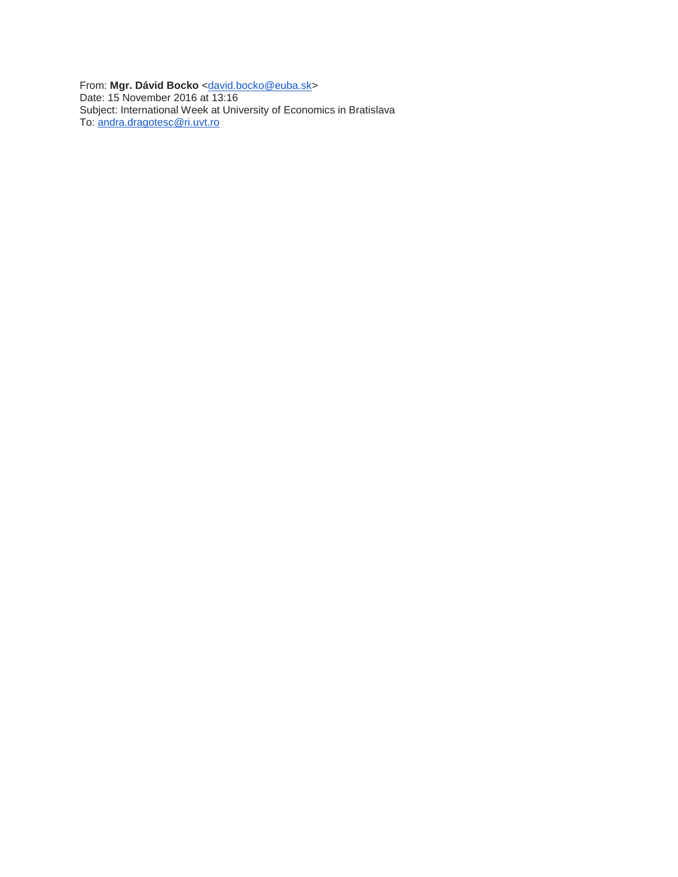From: **Mgr. Dávid Bocko** <david.bocko@euba.sk>
Date: 15 November 2016 at 13:16
Subject: International Week at University of Economics in Bratislava
To: andra.dragotesc@ri.uvt.ro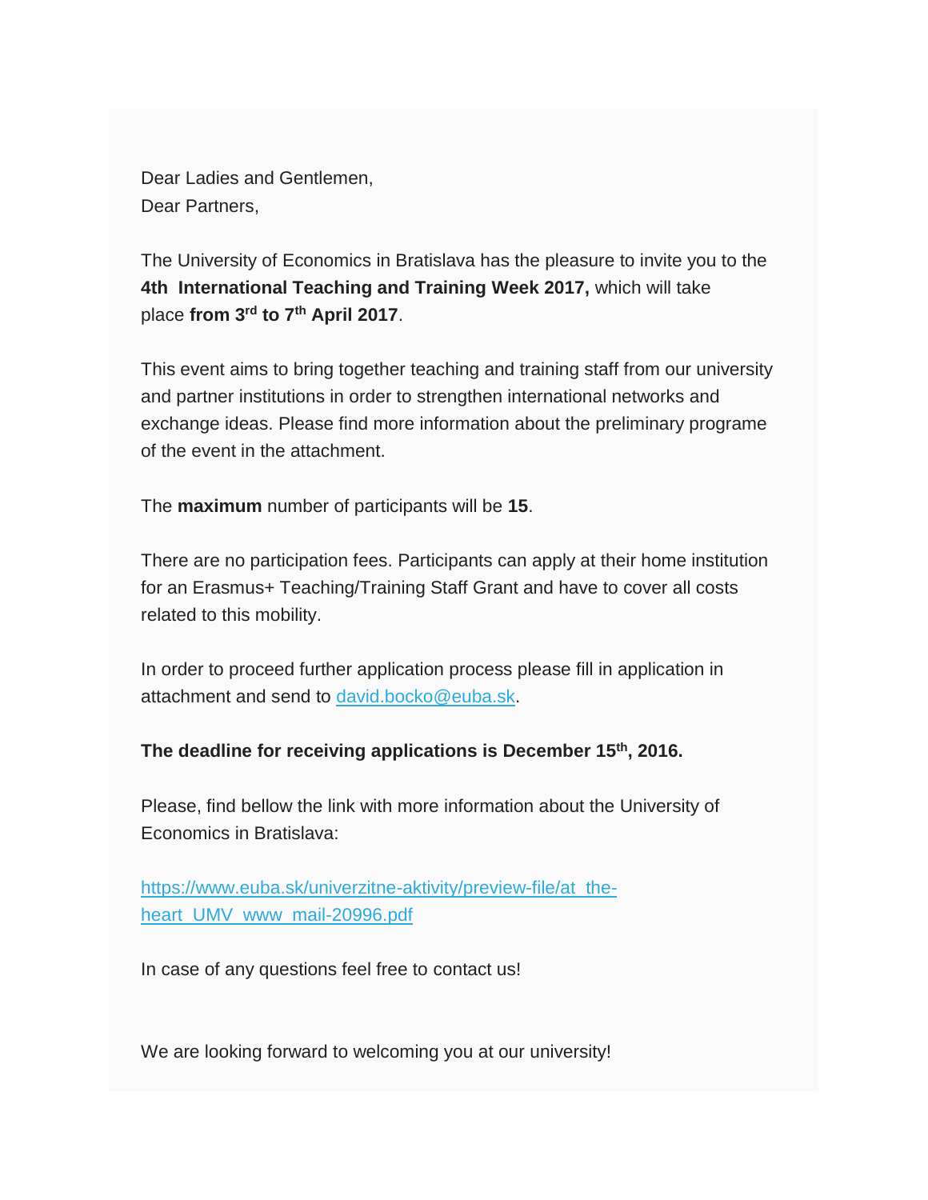Dear Ladies and Gentlemen,
Dear Partners,

The University of Economics in Bratislava has the pleasure to invite you to the **4th International Teaching and Training Week 2017,** which will take place **from 3rd to 7th April 2017**.

This event aims to bring together teaching and training staff from our university and partner institutions in order to strengthen international networks and exchange ideas. Please find more information about the preliminary programe of the event in the attachment.

The **maximum** number of participants will be **15**.

There are no participation fees. Participants can apply at their home institution for an Erasmus+ Teaching/Training Staff Grant and have to cover all costs related to this mobility.

In order to proceed further application process please fill in application in attachment and send to david.bocko@euba.sk.

**The deadline for receiving applications is December 15th, 2016.**

Please, find bellow the link with more information about the University of Economics in Bratislava:

https://www.euba.sk/univerzitne-aktivity/preview-file/at_the-heart_UMV_www_mail-20996.pdf

In case of any questions feel free to contact us!

We are looking forward to welcoming you at our university!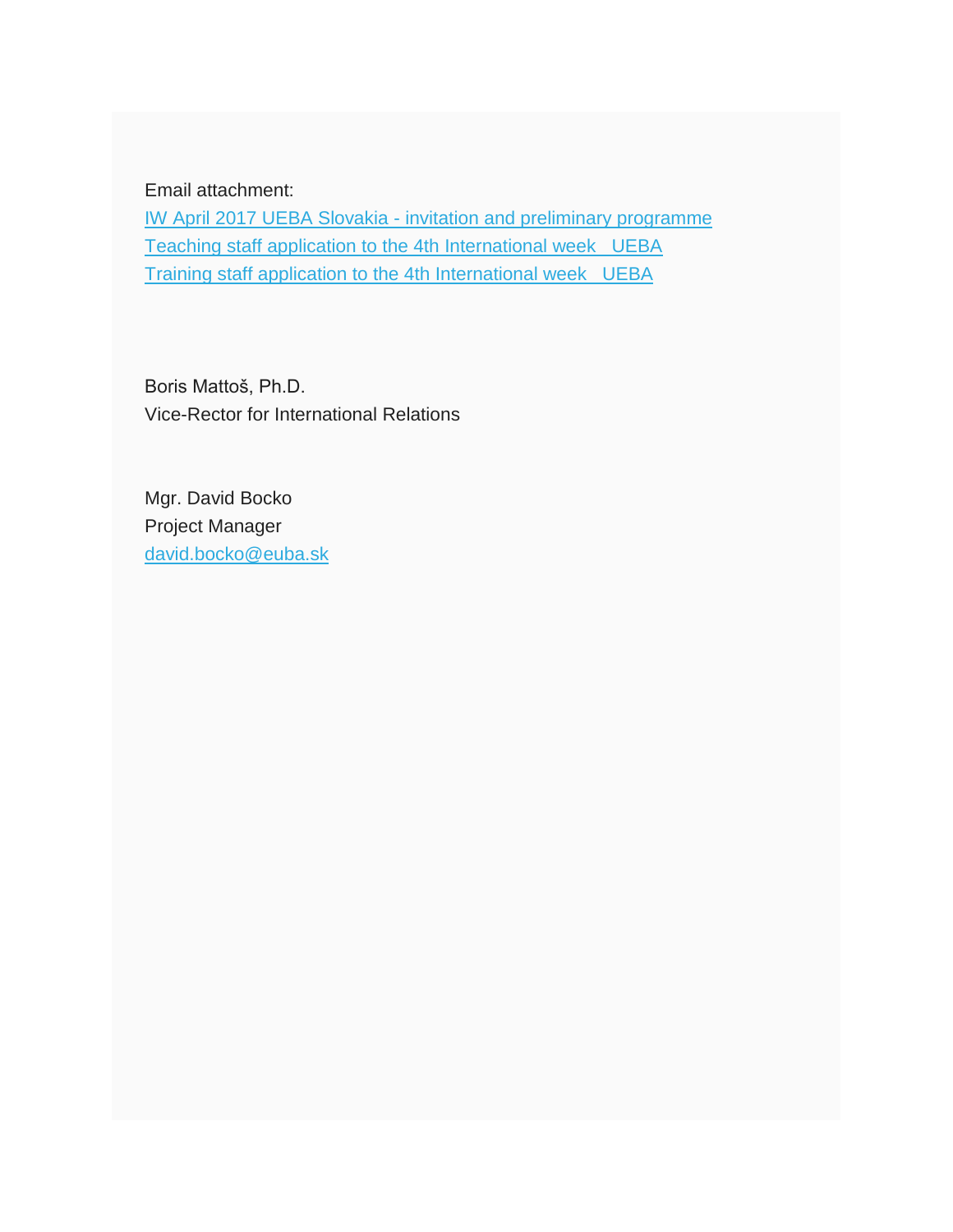Email attachment:
[IW April 2017 UEBA Slovakia - invitation and preliminary programme]()
[Teaching staff application to the 4th International week   UEBA]()
[Training staff application to the 4th International week   UEBA]()

Boris Mattoš, Ph.D.
Vice-Rector for International Relations

Mgr. David Bocko
Project Manager
[david.bocko@euba.sk](mailto:david.bocko@euba.sk)